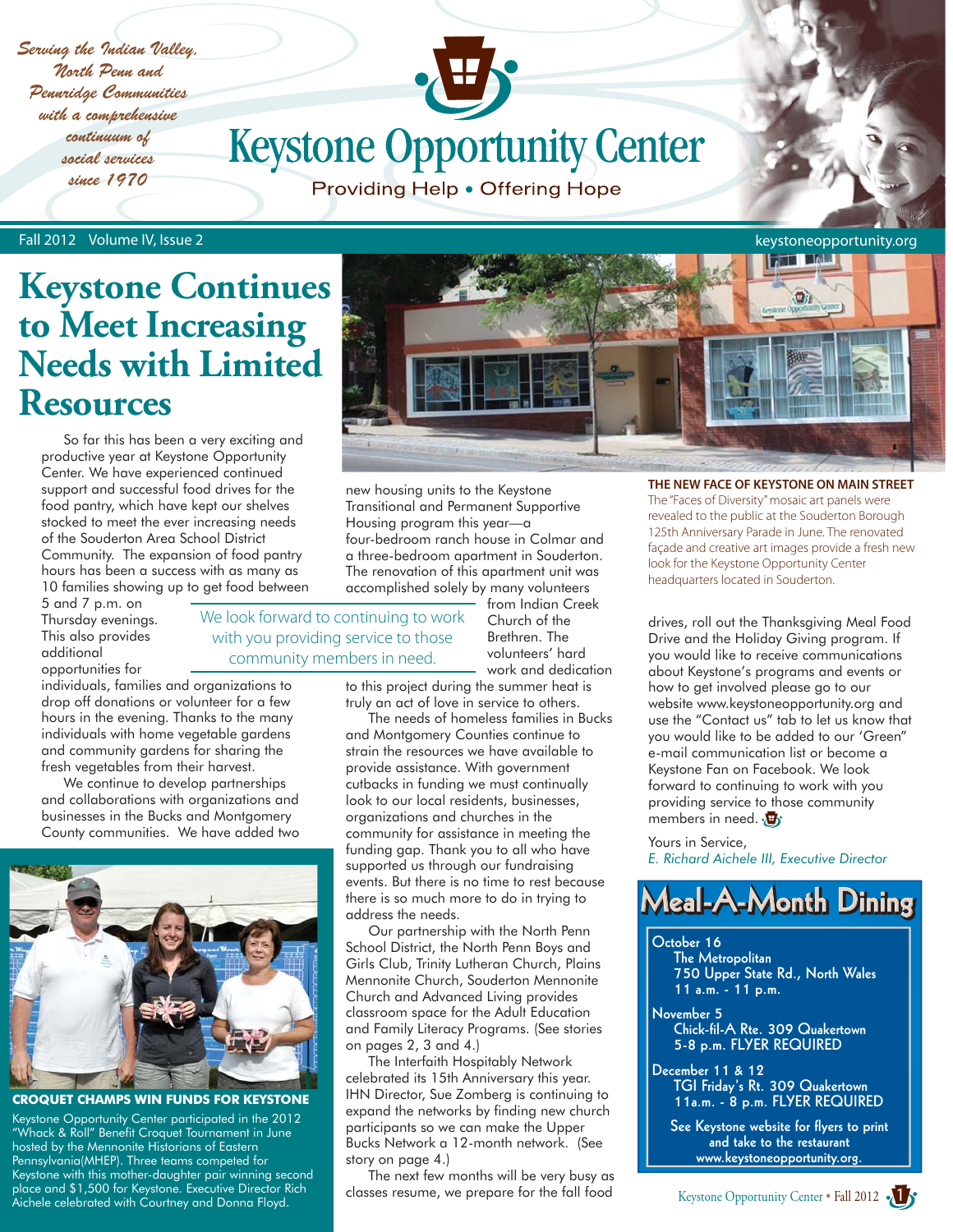*Serving the Indian Valley, North Penn and Pennridge Communities with a comprehensive continuum of social services since 1970*

# Keystone Opportunity Center

Providing Help • Offering Hope

Fall 2012 Volume IV, Issue 2 keystoneopportunity.org

## Keystone Continues to Meet Increasing Needs with Limited Resources

So far this has been a very exciting and productive year at Keystone Opportunity Center. We have experienced continued support and successful food drives for the food pantry, which have kept our shelves stocked to meet the ever increasing needs of the Souderton Area School District Community. The expansion of food pantry hours has been a success with as many as 10 families showing up to get food between 5 and 7 p.m. on Thursday evenings. This also provides additional opportunities for individuals, families and organizations to drop off donations or volunteer for a few hours in the evening. Thanks to the many individuals with home vegetable gardens and community gardens for sharing the fresh vegetables from their harvest.

We continue to develop partnerships and collaborations with organizations and businesses in the Bucks and Montgomery County communities. We have added two new housing units to the Keystone Transitional and Permanent Supportive Housing program this year—a four-bedroom ranch house in Colmar and a three-bedroom apartment in Souderton. The renovation of this apartment unit was accomplished solely by many volunteers from Indian Creek Church of the Brethren. The volunteers' hard work and dedication to this project during the summer heat is truly an act of love in service to others.

> We look forward to continuing to work with you providing service to those community members in need.

The needs of homeless families in Bucks and Montgomery Counties continue to strain the resources we have available to provide assistance. With government cutbacks in funding we must continually look to our local residents, businesses, organizations and churches in the community for assistance in meeting the funding gap. Thank you to all who have supported us through our fundraising events. But there is no time to rest because there is so much more to do in trying to address the needs.

Our partnership with the North Penn School District, the North Penn Boys and Girls Club, Trinity Lutheran Church, Plains Mennonite Church, Souderton Mennonite Church and Advanced Living provides classroom space for the Adult Education and Family Literacy Programs. (See stories on pages 2, 3 and 4.)

The Interfaith Hospitality Network celebrated its 15th Anniversary this year. IHN Director, Sue Zomberg is continuing to expand the networks by finding new church participants so we can make the Upper Bucks Network a 12-month network. (See story on page 4.)

The next few months will be very busy as classes resume, we prepare for the fall food drives, roll out the Thanksgiving Meal Food Drive and the Holiday Giving program. If you would like to receive communications about Keystone's programs and events or how to get involved please go to our website www.keystoneopportunity.org and use the "Contact us" tab to let us know that you would like to be added to our 'Green" e-mail communication list or become a Keystone Fan on Facebook. We look forward to continuing to work with you providing service to those community members in need.

Yours in Service,
*E. Richard Aichele III, Executive Director*

**THE NEW FACE OF KEYSTONE ON MAIN STREET**

The "Faces of Diversity" mosaic art panels were revealed to the public at the Souderton Borough 125th Anniversary Parade in June. The renovated façade and creative art images provide a fresh new look for the Keystone Opportunity Center headquarters located in Souderton.

**CROQUET CHAMPS WIN FUNDS FOR KEYSTONE**

Keystone Opportunity Center participated in the 2012 "Whack & Roll" Benefit Croquet Tournament in June hosted by the Mennonite Historians of Eastern Pennsylvania(MHEP). Three teams competed for Keystone with this mother-daughter pair winning second place and $1,500 for Keystone. Executive Director Rich Aichele celebrated with Courtney and Donna Floyd.

## Meal-A-Month Dining

**October 16**
The Metropolitan
750 Upper State Rd., North Wales
11 a.m. - 11 p.m.

**November 5**
Chick-fil-A Rte. 309 Quakertown
5-8 p.m. FLYER REQUIRED

**December 11 & 12**
TGI Friday's Rt. 309 Quakertown
11a.m. - 8 p.m. FLYER REQUIRED

See Keystone website for flyers to print and take to the restaurant www.keystoneopportunity.org.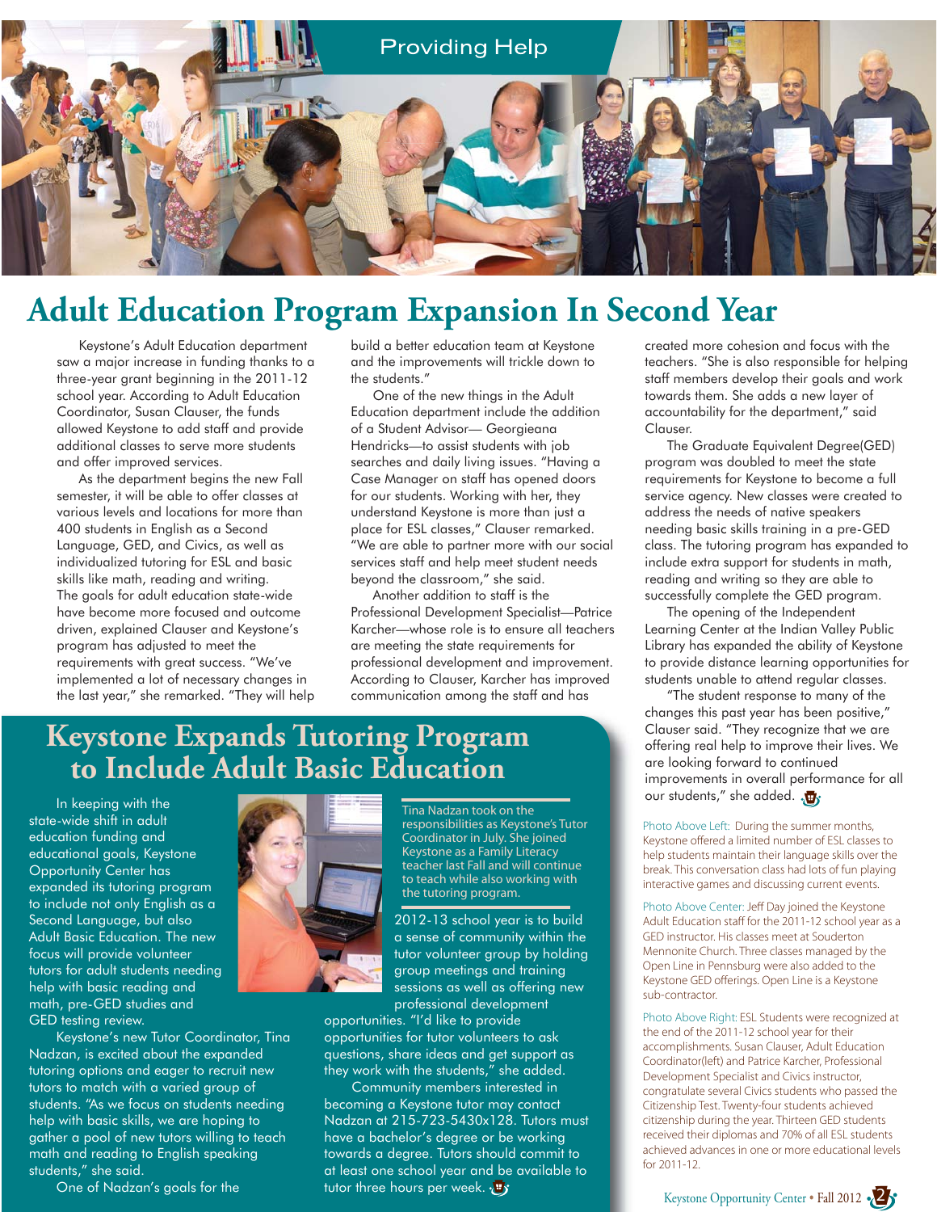Providing Help

# Adult Education Program Expansion In Second Year

Keystone's Adult Education department saw a major increase in funding thanks to a three-year grant beginning in the 2011-12 school year. According to Adult Education Coordinator, Susan Clauser, the funds allowed Keystone to add staff and provide additional classes to serve more students and offer improved services.

As the department begins the new Fall semester, it will be able to offer classes at various levels and locations for more than 400 students in English as a Second Language, GED, and Civics, as well as individualized tutoring for ESL and basic skills like math, reading and writing. The goals for adult education state-wide have become more focused and outcome driven, explained Clauser and Keystone's program has adjusted to meet the requirements with great success. "We've implemented a lot of necessary changes in the last year," she remarked. "They will help build a better education team at Keystone and the improvements will trickle down to the students."

One of the new things in the Adult Education department include the addition of a Student Advisor— Georgieana Hendricks—to assist students with job searches and daily living issues. "Having a Case Manager on staff has opened doors for our students. Working with her, they understand Keystone is more than just a place for ESL classes," Clauser remarked. "We are able to partner more with our social services staff and help meet student needs beyond the classroom," she said.

Another addition to staff is the Professional Development Specialist—Patrice Karcher—whose role is to ensure all teachers are meeting the state requirements for professional development and improvement. According to Clauser, Karcher has improved communication among the staff and has created more cohesion and focus with the teachers. "She is also responsible for helping staff members develop their goals and work towards them. She adds a new layer of accountability for the department," said Clauser.

The Graduate Equivalent Degree(GED) program was doubled to meet the state requirements for Keystone to become a full service agency. New classes were created to address the needs of native speakers needing basic skills training in a pre-GED class. The tutoring program has expanded to include extra support for students in math, reading and writing so they are able to successfully complete the GED program.

The opening of the Independent Learning Center at the Indian Valley Public Library has expanded the ability of Keystone to provide distance learning opportunities for students unable to attend regular classes.

"The student response to many of the changes this past year has been positive," Clauser said. "They recognize that we are offering real help to improve their lives. We are looking forward to continued improvements in overall performance for all our students," she added.

Photo Above Left: During the summer months, Keystone offered a limited number of ESL classes to help students maintain their language skills over the break. This conversation class had lots of fun playing interactive games and discussing current events.

Photo Above Center: Jeff Day joined the Keystone Adult Education staff for the 2011-12 school year as a GED instructor. His classes meet at Souderton Mennonite Church. Three classes managed by the Open Line in Pennsburg were also added to the Keystone GED offerings. Open Line is a Keystone sub-contractor.

Photo Above Right: ESL Students were recognized at the end of the 2011-12 school year for their accomplishments. Susan Clauser, Adult Education Coordinator(left) and Patrice Karcher, Professional Development Specialist and Civics instructor, congratulate several Civics students who passed the Citizenship Test. Twenty-four students achieved citizenship during the year. Thirteen GED students received their diplomas and 70% of all ESL students achieved advances in one or more educational levels for 2011-12.

## Keystone Expands Tutoring Program to Include Adult Basic Education

In keeping with the state-wide shift in adult education funding and educational goals, Keystone Opportunity Center has expanded its tutoring program to include not only English as a Second Language, but also Adult Basic Education. The new focus will provide volunteer tutors for adult students needing help with basic reading and math, pre-GED studies and GED testing review.

Keystone's new Tutor Coordinator, Tina Nadzan, is excited about the expanded tutoring options and eager to recruit new tutors to match with a varied group of students. "As we focus on students needing help with basic skills, we are hoping to gather a pool of new tutors willing to teach math and reading to English speaking students," she said.

Tina Nadzan took on the responsibilities as Keystone's Tutor Coordinator in July. She joined Keystone as a Family Literacy teacher last Fall and will continue to teach while also working with the tutoring program.

One of Nadzan's goals for the 2012-13 school year is to build a sense of community within the tutor volunteer group by holding group meetings and training sessions as well as offering new professional development opportunities. "I'd like to provide opportunities for tutor volunteers to ask questions, share ideas and get support as they work with the students," she added.

Community members interested in becoming a Keystone tutor may contact Nadzan at 215-723-5430x128. Tutors must have a bachelor's degree or be working towards a degree. Tutors should commit to at least one school year and be available to tutor three hours per week.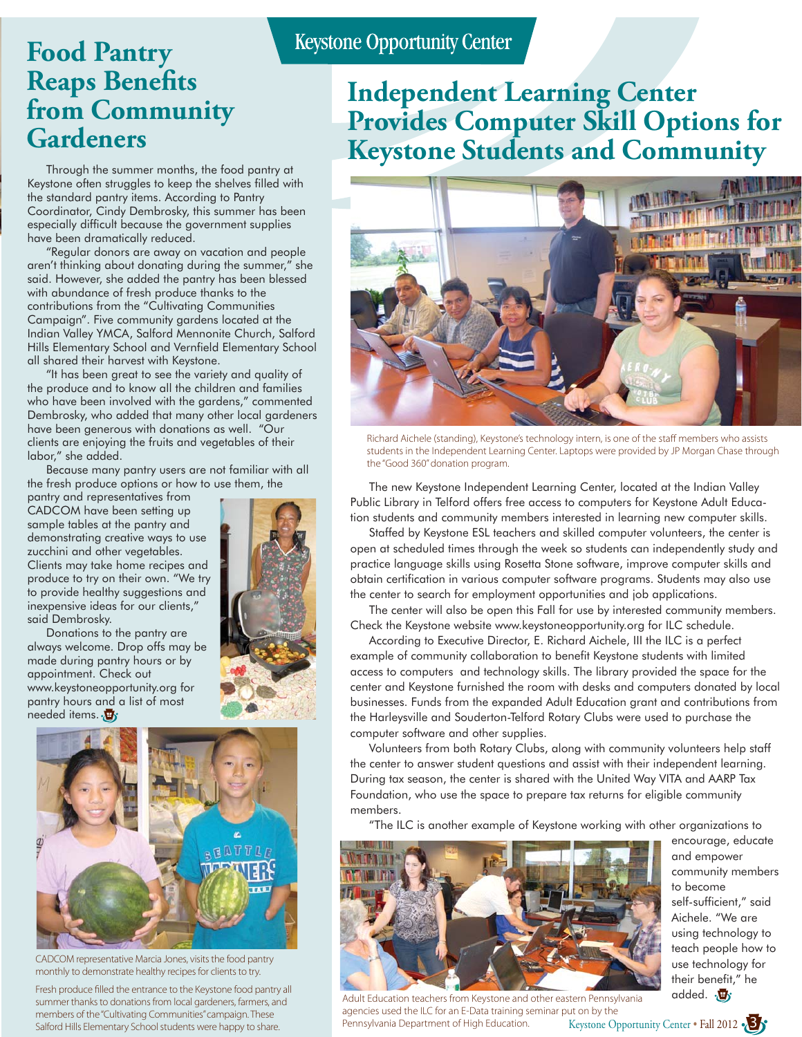# Food Pantry Reaps Benefits from Community Gardeners

Through the summer months, the food pantry at Keystone often struggles to keep the shelves filled with the standard pantry items. According to Pantry Coordinator, Cindy Dembrosky, this summer has been especially difficult because the government supplies have been dramatically reduced.

"Regular donors are away on vacation and people aren't thinking about donating during the summer," she said. However, she added the pantry has been blessed with abundance of fresh produce thanks to the contributions from the "Cultivating Communities Campaign". Five community gardens located at the Indian Valley YMCA, Salford Mennonite Church, Salford Hills Elementary School and Vernfield Elementary School all shared their harvest with Keystone.

"It has been great to see the variety and quality of the produce and to know all the children and families who have been involved with the gardens," commented Dembrosky, who added that many other local gardeners have been generous with donations as well. "Our clients are enjoying the fruits and vegetables of their labor," she added.

Because many pantry users are not familiar with all the fresh produce options or how to use them, the pantry and representatives from CADCOM have been setting up sample tables at the pantry and demonstrating creative ways to use zucchini and other vegetables. Clients may take home recipes and produce to try on their own. "We try to provide healthy suggestions and inexpensive ideas for our clients," said Dembrosky.

Donations to the pantry are always welcome. Drop offs may be made during pantry hours or by appointment. Check out www.keystoneopportunity.org for pantry hours and a list of most needed items.

CADCOM representative Marcia Jones, visits the food pantry monthly to demonstrate healthy recipes for clients to try.

Fresh produce filled the entrance to the Keystone food pantry all summer thanks to donations from local gardeners, farmers, and members of the "Cultivating Communities" campaign. These Salford Hills Elementary School students were happy to share.

## Keystone Opportunity Center

# Independent Learning Center Provides Computer Skill Options for Keystone Students and Community

Richard Aichele (standing), Keystone's technology intern, is one of the staff members who assists students in the Independent Learning Center. Laptops were provided by JP Morgan Chase through the "Good 360" donation program.

The new Keystone Independent Learning Center, located at the Indian Valley Public Library in Telford offers free access to computers for Keystone Adult Education students and community members interested in learning new computer skills.

Staffed by Keystone ESL teachers and skilled computer volunteers, the center is open at scheduled times through the week so students can independently study and practice language skills using Rosetta Stone software, improve computer skills and obtain certification in various computer software programs. Students may also use the center to search for employment opportunities and job applications.

The center will also be open this Fall for use by interested community members. Check the Keystone website www.keystoneopportunity.org for ILC schedule.

According to Executive Director, E. Richard Aichele, III the ILC is a perfect example of community collaboration to benefit Keystone students with limited access to computers and technology skills. The library provided the space for the center and Keystone furnished the room with desks and computers donated by local businesses. Funds from the expanded Adult Education grant and contributions from the Harleysville and Souderton-Telford Rotary Clubs were used to purchase the computer software and other supplies.

Volunteers from both Rotary Clubs, along with community volunteers help staff the center to answer student questions and assist with their independent learning. During tax season, the center is shared with the United Way VITA and AARP Tax Foundation, who use the space to prepare tax returns for eligible community members.

"The ILC is another example of Keystone working with other organizations to encourage, educate and empower community members to become self-sufficient," said Aichele. "We are using technology to teach people how to use technology for their benefit," he added.

Adult Education teachers from Keystone and other eastern Pennsylvania agencies used the ILC for an E-Data training seminar put on by the Pennsylvania Department of High Education.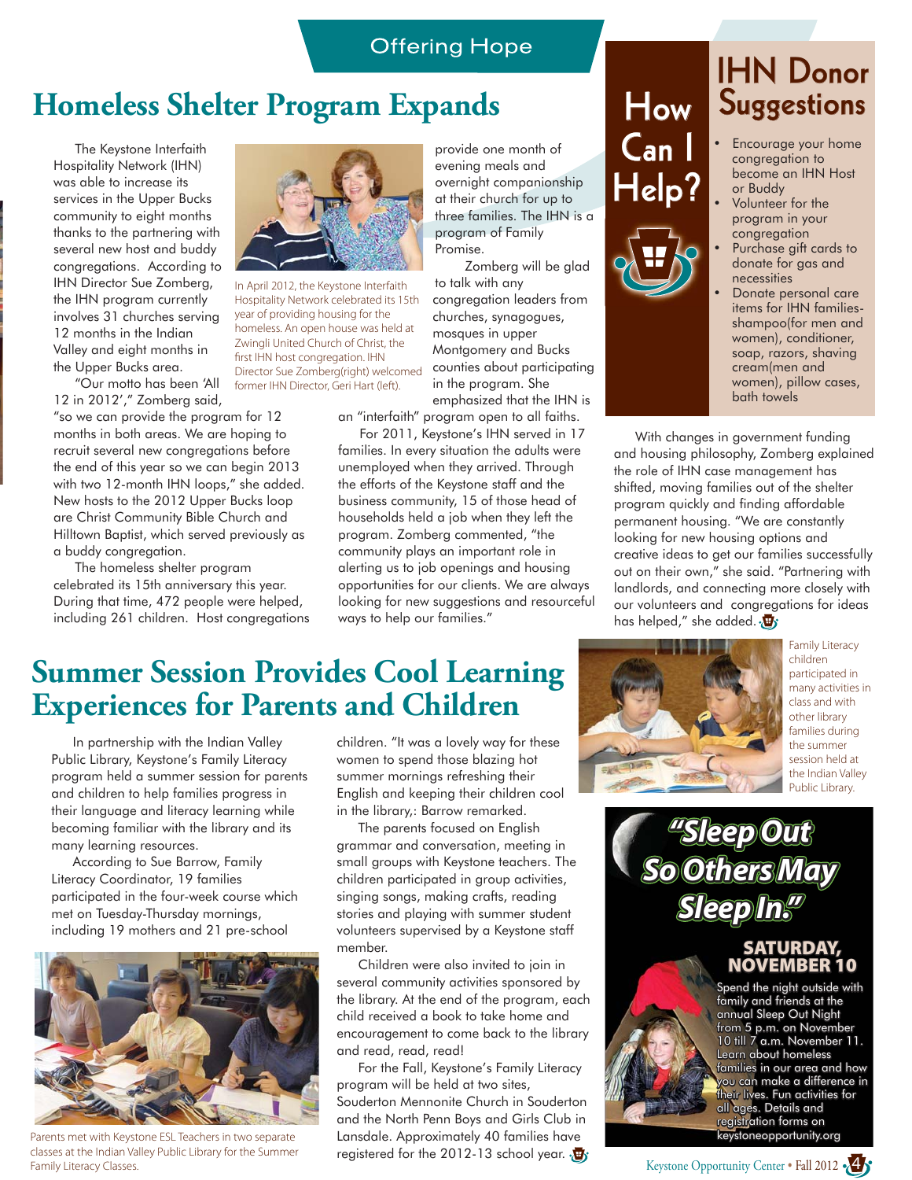Offering Hope

# Homeless Shelter Program Expands

The Keystone Interfaith Hospitality Network (IHN) was able to increase its services in the Upper Bucks community to eight months thanks to the partnering with several new host and buddy congregations. According to IHN Director Sue Zomberg, the IHN program currently involves 31 churches serving 12 months in the Indian Valley and eight months in the Upper Bucks area.

"Our motto has been 'All 12 in 2012'," Zomberg said, "so we can provide the program for 12 months in both areas. We are hoping to recruit several new congregations before the end of this year so we can begin 2013 with two 12-month IHN loops," she added. New hosts to the 2012 Upper Bucks loop are Christ Community Bible Church and Hilltown Baptist, which served previously as a buddy congregation.

In April 2012, the Keystone Interfaith Hospitality Network celebrated its 15th year of providing housing for the homeless. An open house was held at Zwingli United Church of Christ, the first IHN host congregation. IHN Director Sue Zomberg(right) welcomed former IHN Director, Geri Hart (left).

The homeless shelter program celebrated its 15th anniversary this year. During that time, 472 people were helped, including 261 children. Host congregations provide one month of evening meals and overnight companionship at their church for up to three families. The IHN is a program of Family Promise.

Zomberg will be glad to talk with any congregation leaders from churches, synagogues, mosques in upper Montgomery and Bucks counties about participating in the program. She emphasized that the IHN is an "interfaith" program open to all faiths.

For 2011, Keystone's IHN served in 17 families. In every situation the adults were unemployed when they arrived. Through the efforts of the Keystone staff and the business community, 15 of those head of households held a job when they left the program. Zomberg commented, "the community plays an important role in alerting us to job openings and housing opportunities for our clients. We are always looking for new suggestions and resourceful ways to help our families."

With changes in government funding and housing philosophy, Zomberg explained the role of IHN case management has shifted, moving families out of the shelter program quickly and finding affordable permanent housing. "We are constantly looking for new housing options and creative ideas to get our families successfully out on their own," she said. "Partnering with landlords, and connecting more closely with our volunteers and congregations for ideas has helped," she added.

## How Can I Help?

### IHN Donor Suggestions

- Encourage your home congregation to become an IHN Host or Buddy
- Volunteer for the program in your congregation
- Purchase gift cards to donate for gas and necessities
- Donate personal care items for IHN families- shampoo(for men and women), conditioner, soap, razors, shaving cream(men and women), pillow cases, bath towels

# Summer Session Provides Cool Learning Experiences for Parents and Children

In partnership with the Indian Valley Public Library, Keystone's Family Literacy program held a summer session for parents and children to help families progress in their language and literacy learning while becoming familiar with the library and its many learning resources.

According to Sue Barrow, Family Literacy Coordinator, 19 families participated in the four-week course which met on Tuesday-Thursday mornings, including 19 mothers and 21 pre-school children. "It was a lovely way for these women to spend those blazing hot summer mornings refreshing their English and keeping their children cool in the library,: Barrow remarked.

Parents met with Keystone ESL Teachers in two separate classes at the Indian Valley Public Library for the Summer Family Literacy Classes.

The parents focused on English grammar and conversation, meeting in small groups with Keystone teachers. The children participated in group activities, singing songs, making crafts, reading stories and playing with summer student volunteers supervised by a Keystone staff member.

Children were also invited to join in several community activities sponsored by the library. At the end of the program, each child received a book to take home and encouragement to come back to the library and read, read, read!

For the Fall, Keystone's Family Literacy program will be held at two sites, Souderton Mennonite Church in Souderton and the North Penn Boys and Girls Club in Lansdale. Approximately 40 families have registered for the 2012-13 school year.

Family Literacy children participated in many activities in class and with other library families during the summer session held at the Indian Valley Public Library.

## "Sleep Out So Others May Sleep In."

### SATURDAY, NOVEMBER 10

Spend the night outside with family and friends at the annual Sleep Out Night from 5 p.m. on November 10 till 7 a.m. November 11. Learn about homeless families in our area and how you can make a difference in their lives. Fun activities for all ages. Details and registration forms on keystoneopportunity.org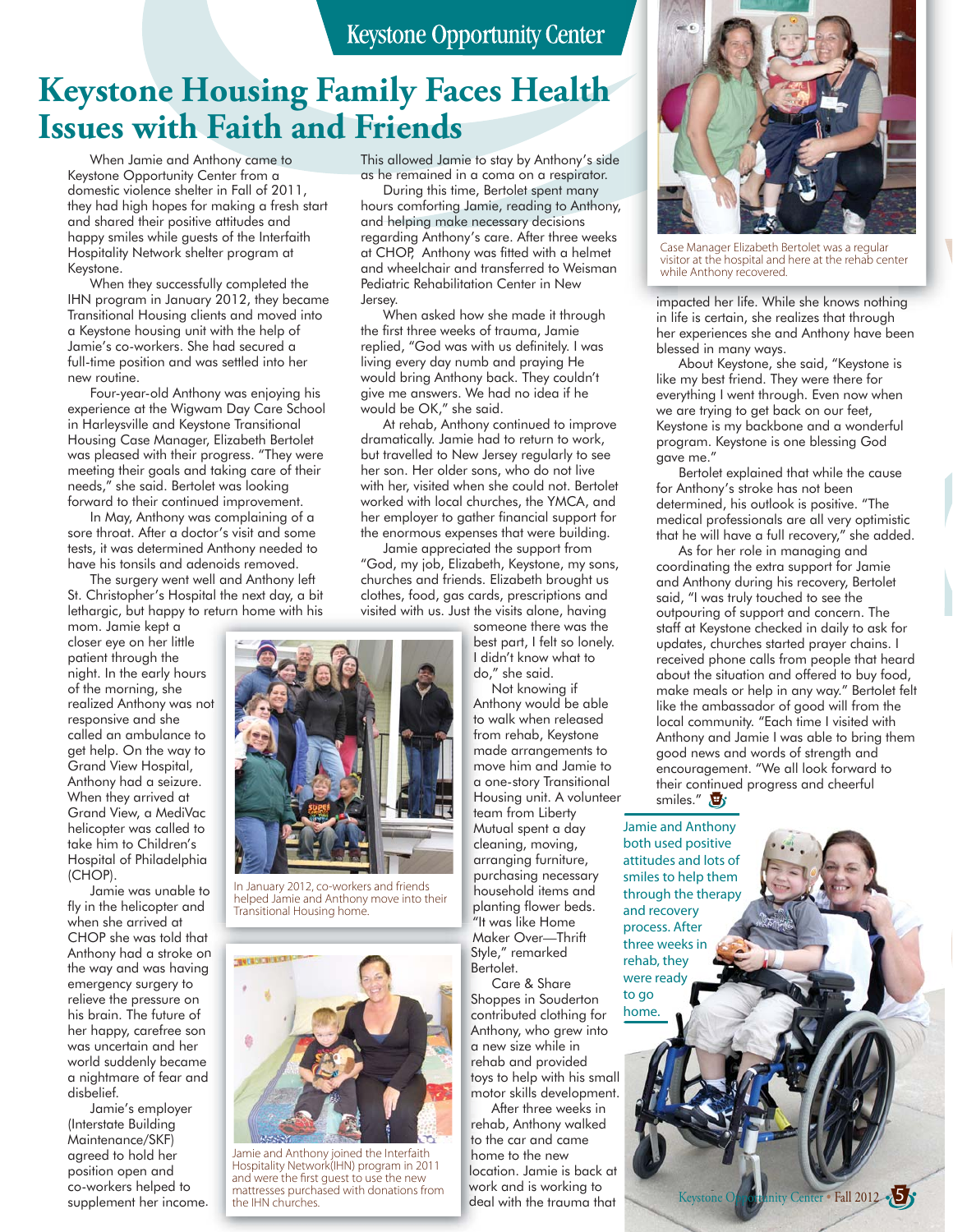# Keystone Housing Family Faces Health Issues with Faith and Friends

When Jamie and Anthony came to Keystone Opportunity Center from a domestic violence shelter in Fall of 2011, they had high hopes for making a fresh start and shared their positive attitudes and happy smiles while guests of the Interfaith Hospitality Network shelter program at Keystone.

When they successfully completed the IHN program in January 2012, they became Transitional Housing clients and moved into a Keystone housing unit with the help of Jamie's co-workers. She had secured a full-time position and was settled into her new routine.

Four-year-old Anthony was enjoying his experience at the Wigwam Day Care School in Harleysville and Keystone Transitional Housing Case Manager, Elizabeth Bertolet was pleased with their progress. "They were meeting their goals and taking care of their needs," she said. Bertolet was looking forward to their continued improvement.

In May, Anthony was complaining of a sore throat. After a doctor's visit and some tests, it was determined Anthony needed to have his tonsils and adenoids removed.

The surgery went well and Anthony left St. Christopher's Hospital the next day, a bit lethargic, but happy to return home with his mom. Jamie kept a closer eye on her little patient through the night. In the early hours of the morning, she realized Anthony was not responsive and she called an ambulance to get help. On the way to Grand View Hospital, Anthony had a seizure. When they arrived at Grand View, a MediVac helicopter was called to take him to Children's Hospital of Philadelphia (CHOP).

Jamie was unable to fly in the helicopter and when she arrived at CHOP she was told that Anthony had a stroke on the way and was having emergency surgery to relieve the pressure on his brain. The future of her happy, carefree son was uncertain and her world suddenly became a nightmare of fear and disbelief.

Jamie's employer (Interstate Building Maintenance/SKF) agreed to hold her position open and co-workers helped to supplement her income. This allowed Jamie to stay by Anthony's side as he remained in a coma on a respirator.

During this time, Bertolet spent many hours comforting Jamie, reading to Anthony, and helping make necessary decisions regarding Anthony's care. After three weeks at CHOP, Anthony was fitted with a helmet and wheelchair and transferred to Weisman Pediatric Rehabilitation Center in New Jersey.

When asked how she made it through the first three weeks of trauma, Jamie replied, "God was with us definitely. I was living every day numb and praying He would bring Anthony back. They couldn't give me answers. We had no idea if he would be OK," she said.

At rehab, Anthony continued to improve dramatically. Jamie had to return to work, but travelled to New Jersey regularly to see her son. Her older sons, who do not live with her, visited when she could not. Bertolet worked with local churches, the YMCA, and her employer to gather financial support for the enormous expenses that were building.

Jamie appreciated the support from "God, my job, Elizabeth, Keystone, my sons, churches and friends. Elizabeth brought us clothes, food, gas cards, prescriptions and visited with us. Just the visits alone, having someone there was the best part, I felt so lonely. I didn't know what to do," she said.

In January 2012, co-workers and friends helped Jamie and Anthony move into their Transitional Housing home.

Jamie and Anthony joined the Interfaith Hospitality Network(IHN) program in 2011 and were the first guest to use the new mattresses purchased with donations from the IHN churches.

Not knowing if Anthony would be able to walk when released from rehab, Keystone made arrangements to move him and Jamie to a one-story Transitional Housing unit. A volunteer team from Liberty Mutual spent a day cleaning, moving, arranging furniture, purchasing necessary household items and planting flower beds. "It was like Home Maker Over—Thrift Style," remarked Bertolet.

Care & Share Shoppes in Souderton contributed clothing for Anthony, who grew into a new size while in rehab and provided toys to help with his small motor skills development.

After three weeks in rehab, Anthony walked to the car and came home to the new location. Jamie is back at work and is working to deal with the trauma that impacted her life. While she knows nothing in life is certain, she realizes that through her experiences she and Anthony have been blessed in many ways.

Case Manager Elizabeth Bertolet was a regular visitor at the hospital and here at the rehab center while Anthony recovered.

About Keystone, she said, "Keystone is like my best friend. They were there for everything I went through. Even now when we are trying to get back on our feet, Keystone is my backbone and a wonderful program. Keystone is one blessing God gave me."

Bertolet explained that while the cause for Anthony's stroke has not been determined, his outlook is positive. "The medical professionals are all very optimistic that he will have a full recovery," she added.

As for her role in managing and coordinating the extra support for Jamie and Anthony during his recovery, Bertolet said, "I was truly touched to see the outpouring of support and concern. The staff at Keystone checked in daily to ask for updates, churches started prayer chains. I received phone calls from people that heard about the situation and offered to buy food, make meals or help in any way." Bertolet felt like the ambassador of good will from the local community. "Each time I visited with Anthony and Jamie I was able to bring them good news and words of strength and encouragement. "We all look forward to their continued progress and cheerful smiles."

Jamie and Anthony both used positive attitudes and lots of smiles to help them through the therapy and recovery process. After three weeks in rehab, they were ready to go home.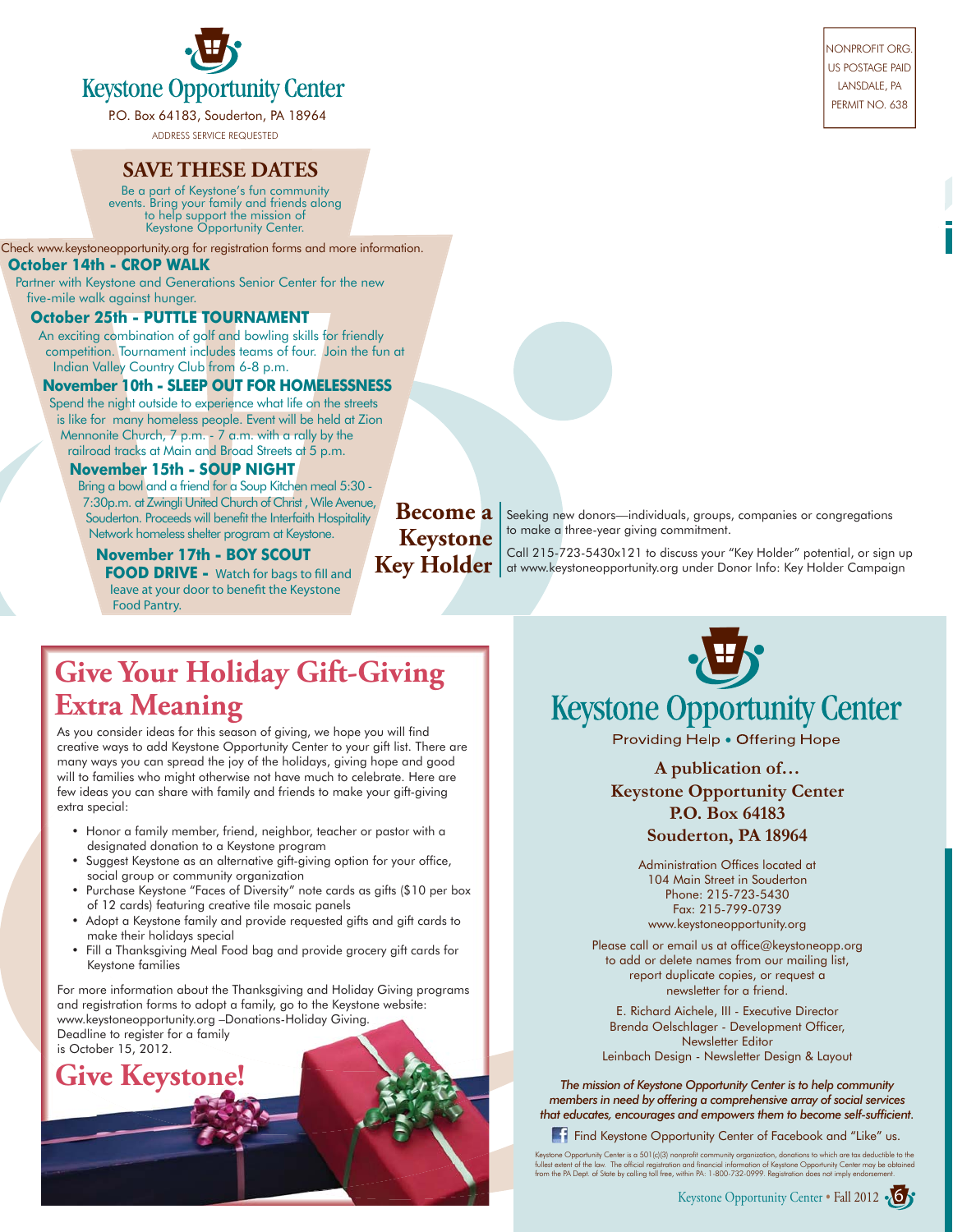Keystone Opportunity Center

P.O. Box 64183, Souderton, PA 18964

ADDRESS SERVICE REQUESTED

NONPROFIT ORG.
US POSTAGE PAID
LANSDALE, PA
PERMIT NO. 638

## SAVE THESE DATES

Be a part of Keystone's fun community events. Bring your family and friends along to help support the mission of Keystone Opportunity Center.

Check www.keystoneopportunity.org for registration forms and more information.

**October 14th - CROP WALK**
Partner with Keystone and Generations Senior Center for the new five-mile walk against hunger.

**October 25th - PUTTLE TOURNAMENT**
An exciting combination of golf and bowling skills for friendly competition. Tournament includes teams of four. Join the fun at Indian Valley Country Club from 6-8 p.m.

**November 10th - SLEEP OUT FOR HOMELESSNESS**
Spend the night outside to experience what life on the streets is like for many homeless people. Event will be held at Zion Mennonite Church, 7 p.m. - 7 a.m. with a rally by the railroad tracks at Main and Broad Streets at 5 p.m.

**November 15th - SOUP NIGHT**
Bring a bowl and a friend for a Soup Kitchen meal 5:30 - 7:30p.m. at Zwingli United Church of Christ , Wile Avenue, Souderton. Proceeds will benefit the Interfaith Hospitality Network homeless shelter program at Keystone.

**November 17th - BOY SCOUT FOOD DRIVE -** Watch for bags to fill and leave at your door to benefit the Keystone Food Pantry.

## Become a Keystone Key Holder

Seeking new donors—individuals, groups, companies or congregations to make a three-year giving commitment.

Call 215-723-5430x121 to discuss your "Key Holder" potential, or sign up at www.keystoneopportunity.org under Donor Info: Key Holder Campaign

## Give Your Holiday Gift-Giving Extra Meaning

As you consider ideas for this season of giving, we hope you will find creative ways to add Keystone Opportunity Center to your gift list. There are many ways you can spread the joy of the holidays, giving hope and good will to families who might otherwise not have much to celebrate. Here are few ideas you can share with family and friends to make your gift-giving extra special:

- Honor a family member, friend, neighbor, teacher or pastor with a designated donation to a Keystone program
- Suggest Keystone as an alternative gift-giving option for your office, social group or community organization
- Purchase Keystone "Faces of Diversity" note cards as gifts ($10 per box of 12 cards) featuring creative tile mosaic panels
- Adopt a Keystone family and provide requested gifts and gift cards to make their holidays special
- Fill a Thanksgiving Meal Food bag and provide grocery gift cards for Keystone families

For more information about the Thanksgiving and Holiday Giving programs and registration forms to adopt a family, go to the Keystone website: www.keystoneopportunity.org –Donations-Holiday Giving. Deadline to register for a family is October 15, 2012.

## Give Keystone!

Keystone Opportunity Center

Providing Help • Offering Hope

**A publication of…**
**Keystone Opportunity Center**
**P.O. Box 64183**
**Souderton, PA 18964**

Administration Offices located at
104 Main Street in Souderton
Phone: 215-723-5430
Fax: 215-799-0739
www.keystoneopportunity.org

Please call or email us at office@keystoneopp.org to add or delete names from our mailing list, report duplicate copies, or request a newsletter for a friend.

E. Richard Aichele, III - Executive Director
Brenda Oelschlager - Development Officer, Newsletter Editor
Leinbach Design - Newsletter Design & Layout

*The mission of Keystone Opportunity Center is to help community members in need by offering a comprehensive array of social services that educates, encourages and empowers them to become self-sufficient.*

Find Keystone Opportunity Center of Facebook and "Like" us.

Keystone Opportunity Center is a 501(c)(3) nonprofit community organization, donations to which are tax deductible to the fullest extent of the law. The official registration and financial information of Keystone Opportunity Center may be obtained from the PA Dept. of State by calling toll free, within PA: 1-800-732-0999. Registration does not imply endorsement.